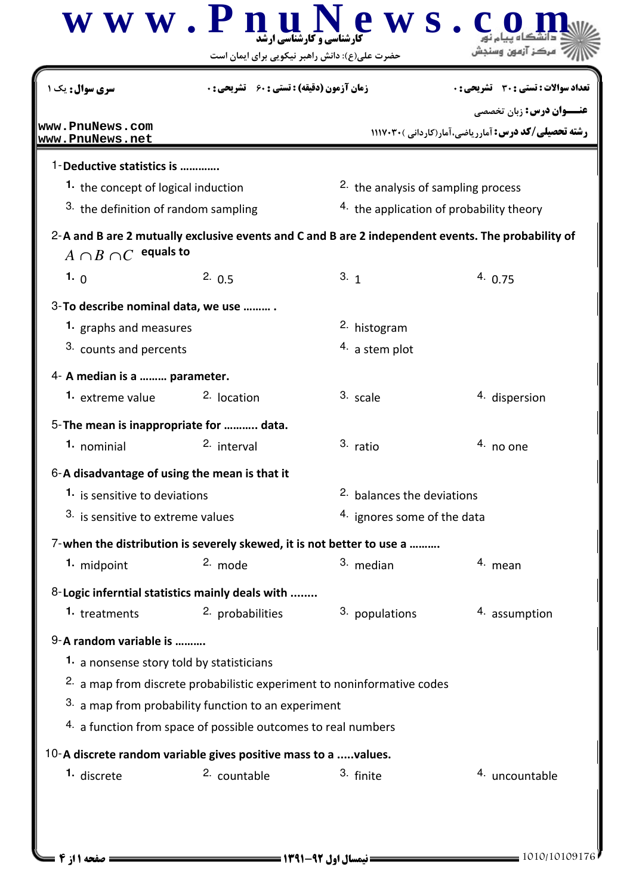**سری سؤال:** یک ۱ | **زمان آزمون (دقیقه) : تستی : ۶۰ تشریحی : ۰** | **تعداد سوالات : تستی : ۳۰ تشریحی : ۰**

**عنـــوان درس:** زبان تخصصی

**رشته تحصیلی/کد درس:** آمارریاضی،آمار(کاردانی )۱۱۱۷۰۳۰

1-**Deductive statistics is ............**

1. the concept of logical induction
2. the analysis of sampling process
3. the definition of random sampling
4. the application of probability theory

2-**A and B are 2 mutually exclusive events and C and B are 2 independent events. The probability of** $A \cap B \cap C$ **equals to**

1. 0
2. 0.5
3. 1
4. 0.75

3-**To describe nominal data, we use ......... .**

1. graphs and measures
2. histogram
3. counts and percents
4. a stem plot

4- **A median is a ......... parameter.**

1. extreme value
2. location
3. scale
4. dispersion

5-**The mean is inappropriate for ........... data.**

1. nominial
2. interval
3. ratio
4. no one

6-**A disadvantage of using the mean is that it**

1. is sensitive to deviations
2. balances the deviations
3. is sensitive to extreme values
4. ignores some of the data

7-**when the distribution is severely skewed, it is not better to use a ..........**

1. midpoint
2. mode
3. median
4. mean

8-**Logic inferntial statistics mainly deals with ........**

1. treatments
2. probabilities
3. populations
4. assumption

9-**A random variable is ..........**

1. a nonsense story told by statisticians
2. a map from discrete probabilistic experiment to noninformative codes
3. a map from probability function to an experiment
4. a function from space of possible outcomes to real numbers

10-**A discrete random variable gives positive mass to a .....values.**

1. discrete
2. countable
3. finite
4. uncountable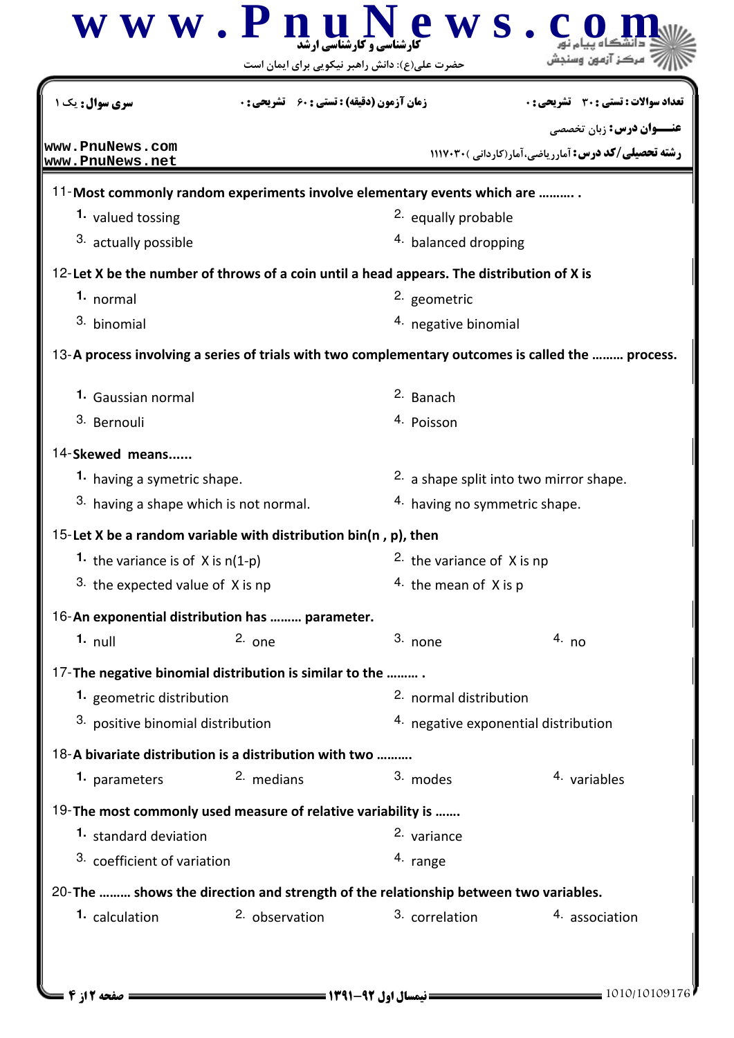11-**Most commonly random experiments involve elementary events which are .......... .**

1. valued tossing
2. equally probable
3. actually possible
4. balanced dropping

12-**Let X be the number of throws of a coin until a head appears. The distribution of X is**

1. normal
2. geometric
3. binomial
4. negative binomial

13-**A process involving a series of trials with two complementary outcomes is called the ......... process.**

1. Gaussian normal
2. Banach
3. Bernouli
4. Poisson

14-**Skewed means......**

1. having a symetric shape.
2. a shape split into two mirror shape.
3. having a shape which is not normal.
4. having no symmetric shape.

15-**Let X be a random variable with distribution bin(n , p), then**

1. the variance is of X is n(1-p)
2. the variance of X is np
3. the expected value of X is np
4. the mean of X is p

16-**An exponential distribution has ......... parameter.**

1. null
2. one
3. none
4. no

17-**The negative binomial distribution is similar to the ......... .**

1. geometric distribution
2. normal distribution
3. positive binomial distribution
4. negative exponential distribution

18-**A bivariate distribution is a distribution with two ..........**

1. parameters
2. medians
3. modes
4. variables

19-**The most commonly used measure of relative variability is .......**

1. standard deviation
2. variance
3. coefficient of variation
4. range

20-**The ......... shows the direction and strength of the relationship between two variables.**

1. calculation
2. observation
3. correlation
4. association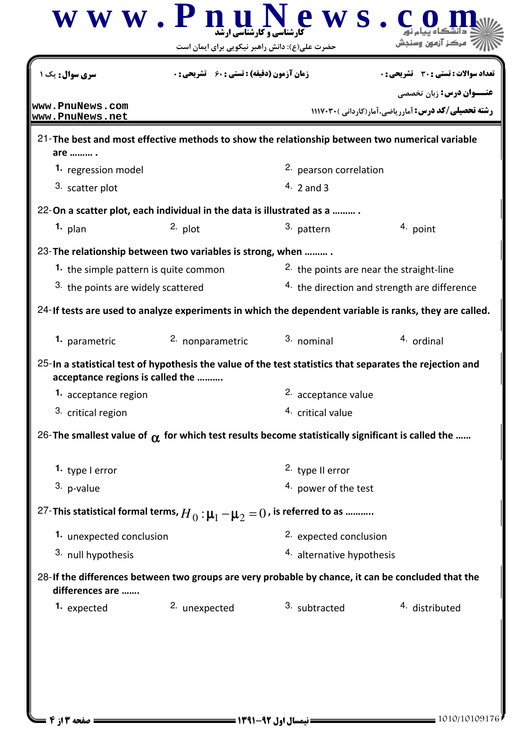21-**The best and most effective methods to show the relationship between two numerical variable are ……… .**

1. regression model
2. pearson correlation
3. scatter plot
4. 2 and 3

22-**On a scatter plot, each individual in the data is illustrated as a ……… .**

1. plan
2. plot
3. pattern
4. point

23-**The relationship between two variables is strong, when ……… .**

1. the simple pattern is quite common
2. the points are near the straight-line
3. the points are widely scattered
4. the direction and strength are difference

24-**If tests are used to analyze experiments in which the dependent variable is ranks, they are called.**

1. parametric
2. nonparametric
3. nominal
4. ordinal

25-**In a statistical test of hypothesis the value of the test statistics that separates the rejection and acceptance regions is called the ………**

1. acceptance region
2. acceptance value
3. critical region
4. critical value

26-**The smallest value of $\alpha$ for which test results become statistically significant is called the ……**

1. type I error
2. type II error
3. p-value
4. power of the test

27-**This statistical formal terms, $H_0 : \mu_1 - \mu_2 = 0$, is referred to as ……….**

1. unexpected conclusion
2. expected conclusion
3. null hypothesis
4. alternative hypothesis

28-**If the differences between two groups are very probable by chance, it can be concluded that the differences are …….**

1. expected
2. unexpected
3. subtracted
4. distributed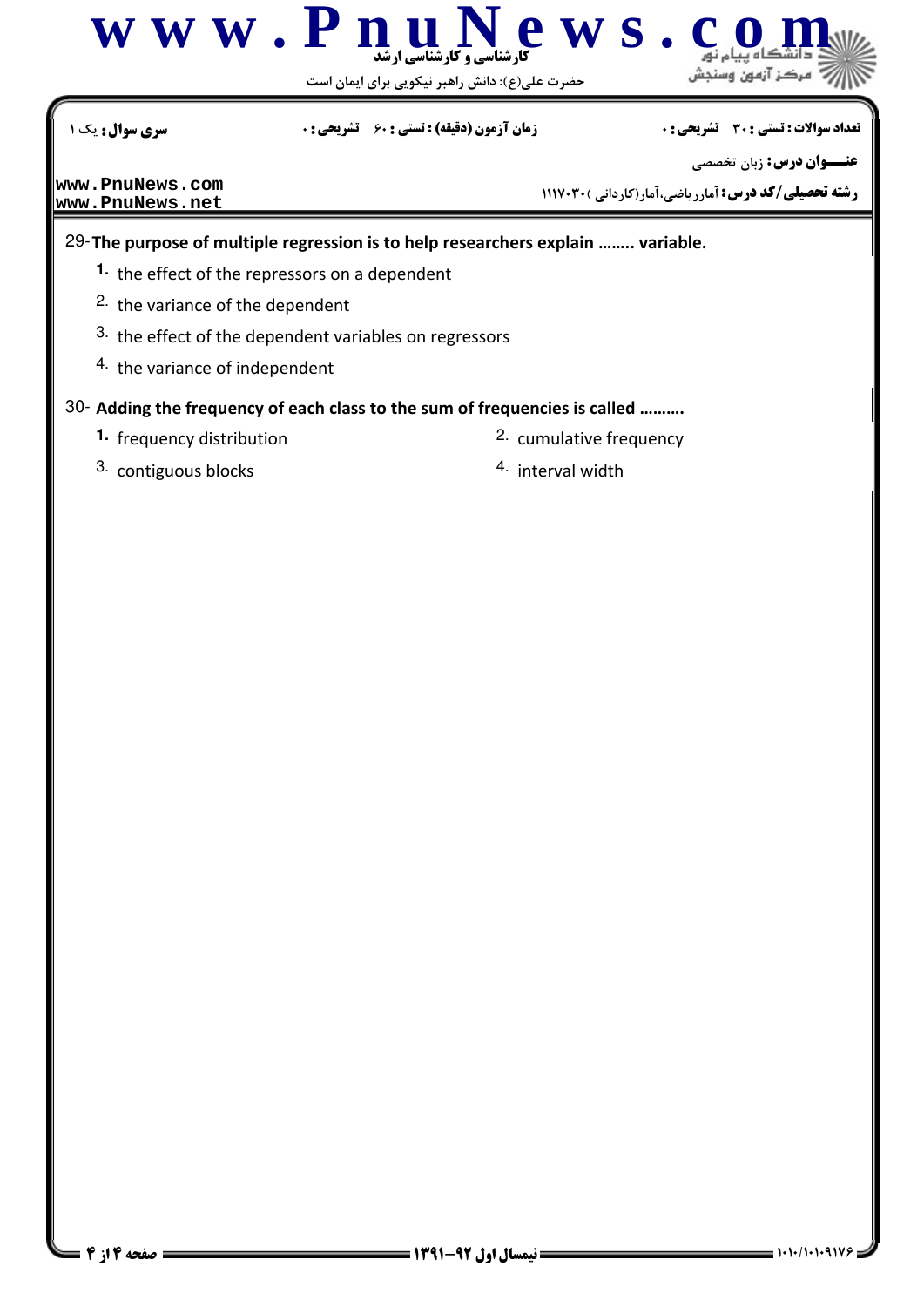29- **The purpose of multiple regression is to help researchers explain ........ variable.**

1. the effect of the repressors on a dependent
2. the variance of the dependent
3. the effect of the dependent variables on regressors
4. the variance of independent

30- **Adding the frequency of each class to the sum of frequencies is called ..........**

1. frequency distribution
2. cumulative frequency
3. contiguous blocks
4. interval width